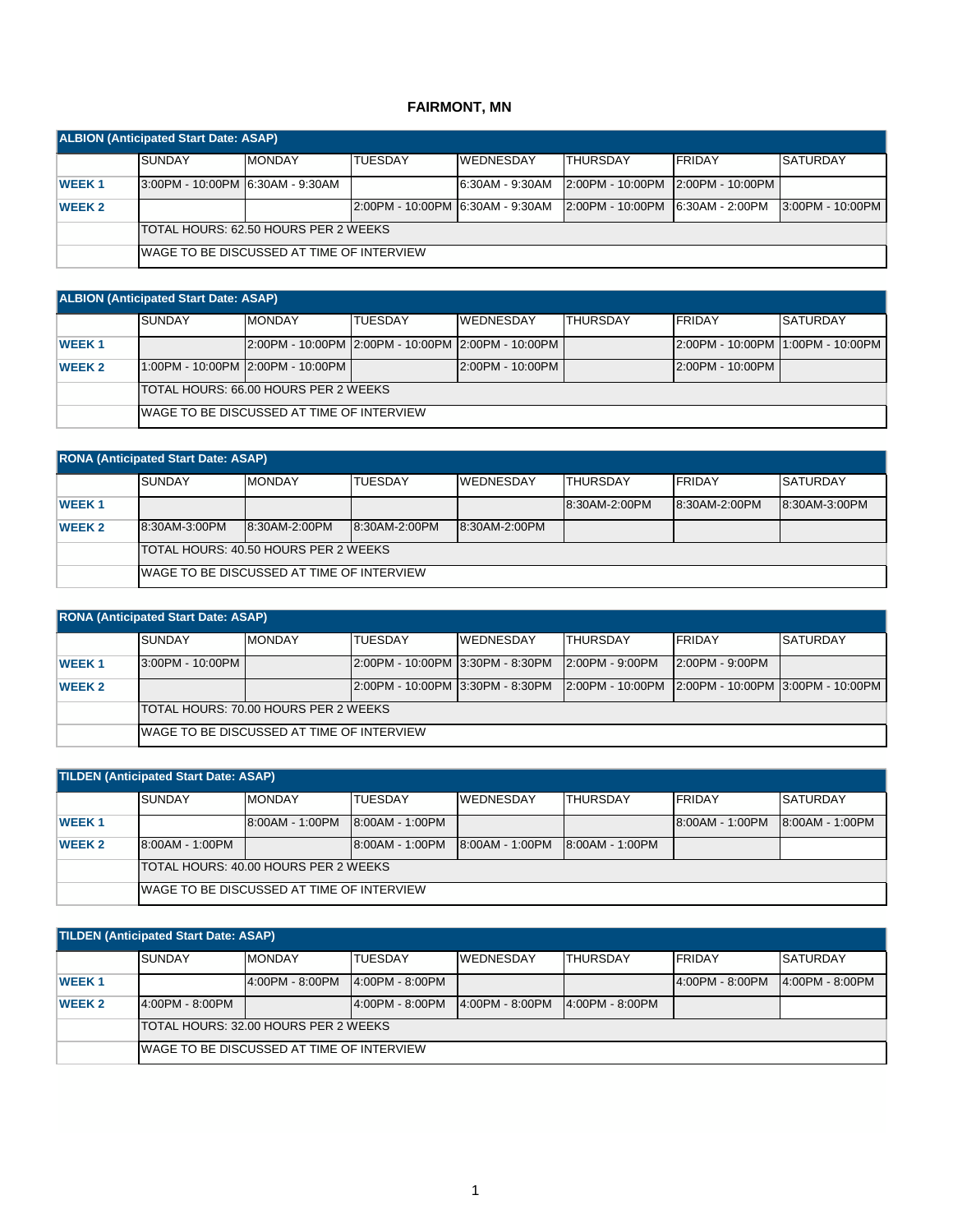# FAIRMONT, MN

| ALBION (Anticipated Start Date: ASAP) | | | | | | | |
|---|---|---|---|---|---|---|---|
| | SUNDAY | MONDAY | TUESDAY | WEDNESDAY | THURSDAY | FRIDAY | SATURDAY |
| WEEK 1 | 3:00PM - 10:00PM | 6:30AM - 9:30AM | | 6:30AM - 9:30AM | 2:00PM - 10:00PM | 2:00PM - 10:00PM | |
| WEEK 2 | | | 2:00PM - 10:00PM | 6:30AM - 9:30AM | 2:00PM - 10:00PM | 6:30AM - 2:00PM | 3:00PM - 10:00PM |
| | TOTAL HOURS: 62.50 HOURS PER 2 WEEKS | | | | | | |
| | WAGE TO BE DISCUSSED AT TIME OF INTERVIEW | | | | | | |

| ALBION (Anticipated Start Date: ASAP) | | | | | | | |
|---|---|---|---|---|---|---|---|
| | SUNDAY | MONDAY | TUESDAY | WEDNESDAY | THURSDAY | FRIDAY | SATURDAY |
| WEEK 1 | | 2:00PM - 10:00PM | 2:00PM - 10:00PM | 2:00PM - 10:00PM | | 2:00PM - 10:00PM | 1:00PM - 10:00PM |
| WEEK 2 | 1:00PM - 10:00PM | 2:00PM - 10:00PM | | 2:00PM - 10:00PM | | 2:00PM - 10:00PM | |
| | TOTAL HOURS: 66.00 HOURS PER 2 WEEKS | | | | | | |
| | WAGE TO BE DISCUSSED AT TIME OF INTERVIEW | | | | | | |

| RONA (Anticipated Start Date: ASAP) | | | | | | | |
|---|---|---|---|---|---|---|---|
| | SUNDAY | MONDAY | TUESDAY | WEDNESDAY | THURSDAY | FRIDAY | SATURDAY |
| WEEK 1 | | | | | 8:30AM-2:00PM | 8:30AM-2:00PM | 8:30AM-3:00PM |
| WEEK 2 | 8:30AM-3:00PM | 8:30AM-2:00PM | 8:30AM-2:00PM | 8:30AM-2:00PM | | | |
| | TOTAL HOURS: 40.50 HOURS PER 2 WEEKS | | | | | | |
| | WAGE TO BE DISCUSSED AT TIME OF INTERVIEW | | | | | | |

| RONA (Anticipated Start Date: ASAP) | | | | | | | |
|---|---|---|---|---|---|---|---|
| | SUNDAY | MONDAY | TUESDAY | WEDNESDAY | THURSDAY | FRIDAY | SATURDAY |
| WEEK 1 | 3:00PM - 10:00PM | | 2:00PM - 10:00PM | 3:30PM - 8:30PM | 2:00PM - 9:00PM | 2:00PM - 9:00PM | |
| WEEK 2 | | | 2:00PM - 10:00PM | 3:30PM - 8:30PM | 2:00PM - 10:00PM | 2:00PM - 10:00PM | 3:00PM - 10:00PM |
| | TOTAL HOURS: 70.00 HOURS PER 2 WEEKS | | | | | | |
| | WAGE TO BE DISCUSSED AT TIME OF INTERVIEW | | | | | | |

| TILDEN (Anticipated Start Date: ASAP) | | | | | | | |
|---|---|---|---|---|---|---|---|
| | SUNDAY | MONDAY | TUESDAY | WEDNESDAY | THURSDAY | FRIDAY | SATURDAY |
| WEEK 1 | | 8:00AM - 1:00PM | 8:00AM - 1:00PM | | | 8:00AM - 1:00PM | 8:00AM - 1:00PM |
| WEEK 2 | 8:00AM - 1:00PM | | 8:00AM - 1:00PM | 8:00AM - 1:00PM | 8:00AM - 1:00PM | | |
| | TOTAL HOURS: 40.00 HOURS PER 2 WEEKS | | | | | | |
| | WAGE TO BE DISCUSSED AT TIME OF INTERVIEW | | | | | | |

| TILDEN (Anticipated Start Date: ASAP) | | | | | | | |
|---|---|---|---|---|---|---|---|
| | SUNDAY | MONDAY | TUESDAY | WEDNESDAY | THURSDAY | FRIDAY | SATURDAY |
| WEEK 1 | | 4:00PM - 8:00PM | 4:00PM - 8:00PM | | | 4:00PM - 8:00PM | 4:00PM - 8:00PM |
| WEEK 2 | 4:00PM - 8:00PM | | 4:00PM - 8:00PM | 4:00PM - 8:00PM | 4:00PM - 8:00PM | | |
| | TOTAL HOURS: 32.00 HOURS PER 2 WEEKS | | | | | | |
| | WAGE TO BE DISCUSSED AT TIME OF INTERVIEW | | | | | | |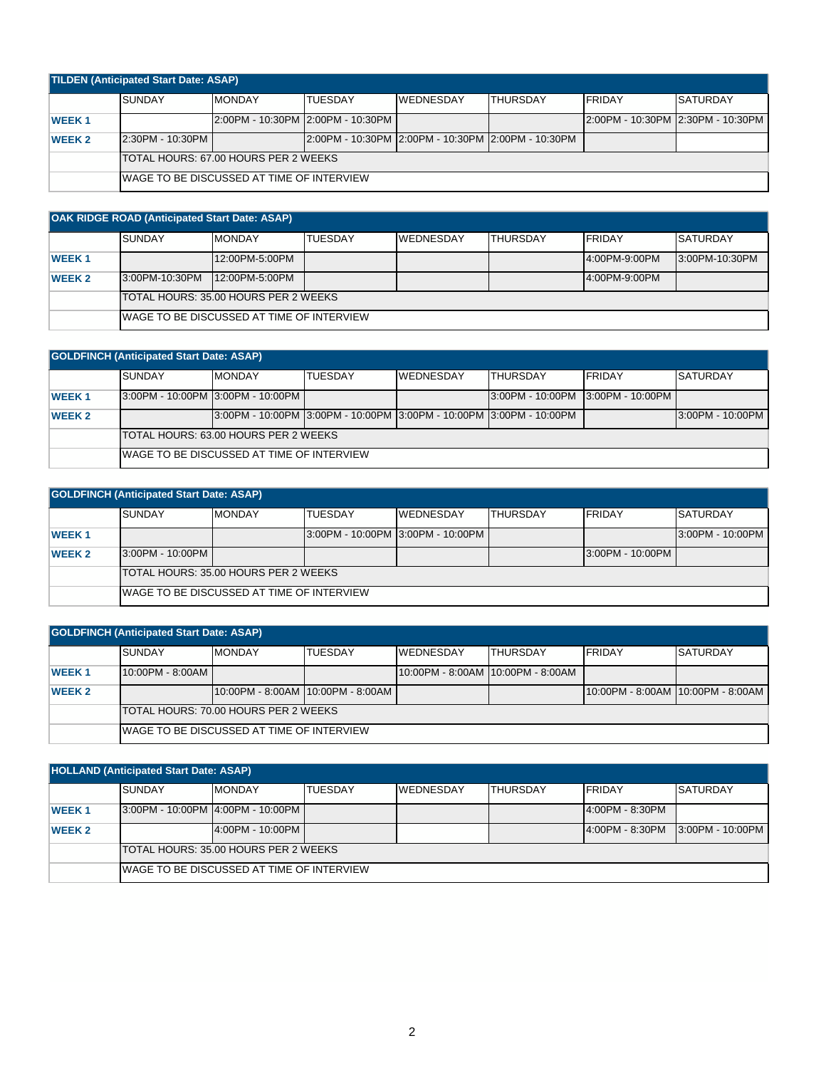| TILDEN (Anticipated Start Date: ASAP) | | | | | | | |
|---|---|---|---|---|---|---|---|
| | SUNDAY | MONDAY | TUESDAY | WEDNESDAY | THURSDAY | FRIDAY | SATURDAY |
| WEEK 1 | | 2:00PM - 10:30PM | 2:00PM - 10:30PM | | | 2:00PM - 10:30PM | 2:30PM - 10:30PM |
| WEEK 2 | 2:30PM - 10:30PM | | 2:00PM - 10:30PM | 2:00PM - 10:30PM | 2:00PM - 10:30PM | | |
| | TOTAL HOURS: 67.00 HOURS PER 2 WEEKS | | | | | | |
| | WAGE TO BE DISCUSSED AT TIME OF INTERVIEW | | | | | | |

| OAK RIDGE ROAD (Anticipated Start Date: ASAP) | | | | | | | |
|---|---|---|---|---|---|---|---|
| | SUNDAY | MONDAY | TUESDAY | WEDNESDAY | THURSDAY | FRIDAY | SATURDAY |
| WEEK 1 | | 12:00PM-5:00PM | | | | 4:00PM-9:00PM | 3:00PM-10:30PM |
| WEEK 2 | 3:00PM-10:30PM | 12:00PM-5:00PM | | | | 4:00PM-9:00PM | |
| | TOTAL HOURS: 35.00 HOURS PER 2 WEEKS | | | | | | |
| | WAGE TO BE DISCUSSED AT TIME OF INTERVIEW | | | | | | |

| GOLDFINCH (Anticipated Start Date: ASAP) | | | | | | | |
|---|---|---|---|---|---|---|---|
| | SUNDAY | MONDAY | TUESDAY | WEDNESDAY | THURSDAY | FRIDAY | SATURDAY |
| WEEK 1 | 3:00PM - 10:00PM | 3:00PM - 10:00PM | | | 3:00PM - 10:00PM | 3:00PM - 10:00PM | |
| WEEK 2 | | 3:00PM - 10:00PM | 3:00PM - 10:00PM | 3:00PM - 10:00PM | 3:00PM - 10:00PM | | 3:00PM - 10:00PM |
| | TOTAL HOURS: 63.00 HOURS PER 2 WEEKS | | | | | | |
| | WAGE TO BE DISCUSSED AT TIME OF INTERVIEW | | | | | | |

| GOLDFINCH (Anticipated Start Date: ASAP) | | | | | | | |
|---|---|---|---|---|---|---|---|
| | SUNDAY | MONDAY | TUESDAY | WEDNESDAY | THURSDAY | FRIDAY | SATURDAY |
| WEEK 1 | | | 3:00PM - 10:00PM | 3:00PM - 10:00PM | | | 3:00PM - 10:00PM |
| WEEK 2 | 3:00PM - 10:00PM | | | | | 3:00PM - 10:00PM | |
| | TOTAL HOURS: 35.00 HOURS PER 2 WEEKS | | | | | | |
| | WAGE TO BE DISCUSSED AT TIME OF INTERVIEW | | | | | | |

| GOLDFINCH (Anticipated Start Date: ASAP) | | | | | | | |
|---|---|---|---|---|---|---|---|
| | SUNDAY | MONDAY | TUESDAY | WEDNESDAY | THURSDAY | FRIDAY | SATURDAY |
| WEEK 1 | 10:00PM - 8:00AM | | | 10:00PM - 8:00AM | 10:00PM - 8:00AM | | |
| WEEK 2 | | 10:00PM - 8:00AM | 10:00PM - 8:00AM | | | 10:00PM - 8:00AM | 10:00PM - 8:00AM |
| | TOTAL HOURS: 70.00 HOURS PER 2 WEEKS | | | | | | |
| | WAGE TO BE DISCUSSED AT TIME OF INTERVIEW | | | | | | |

| HOLLAND (Anticipated Start Date: ASAP) | | | | | | | |
|---|---|---|---|---|---|---|---|
| | SUNDAY | MONDAY | TUESDAY | WEDNESDAY | THURSDAY | FRIDAY | SATURDAY |
| WEEK 1 | 3:00PM - 10:00PM | 4:00PM - 10:00PM | | | | 4:00PM - 8:30PM | |
| WEEK 2 | | 4:00PM - 10:00PM | | | | 4:00PM - 8:30PM | 3:00PM - 10:00PM |
| | TOTAL HOURS: 35.00 HOURS PER 2 WEEKS | | | | | | |
| | WAGE TO BE DISCUSSED AT TIME OF INTERVIEW | | | | | | |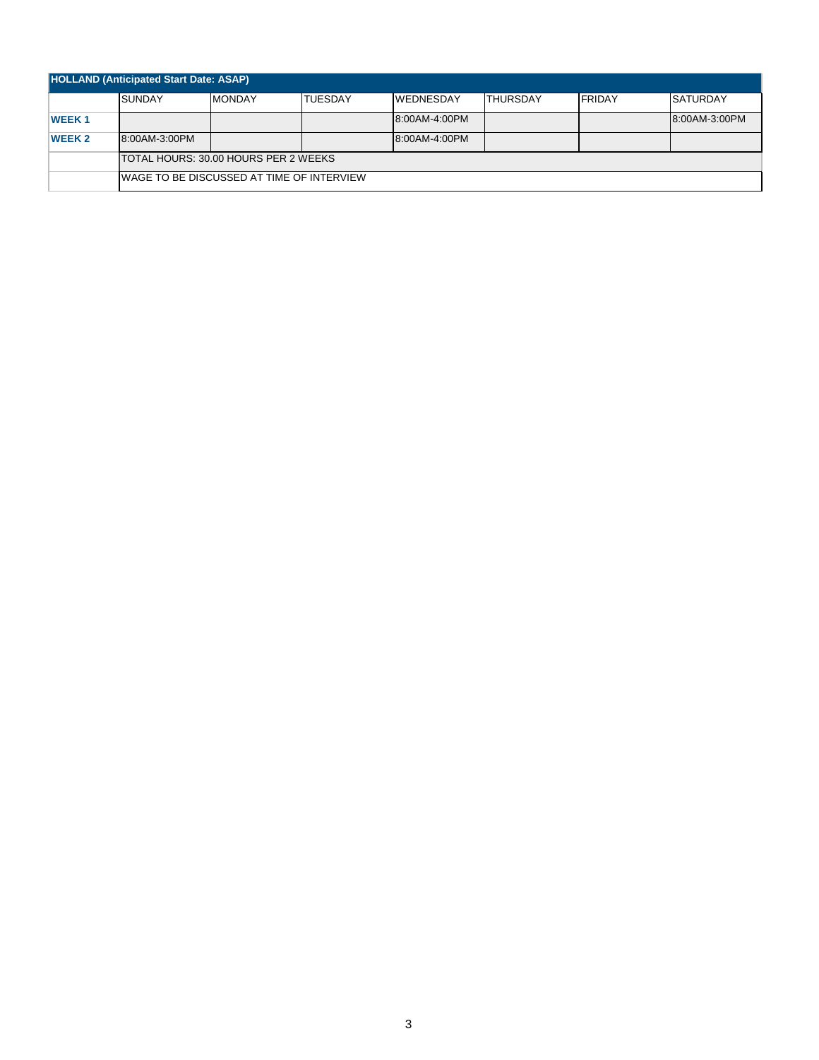| HOLLAND (Anticipated Start Date: ASAP) | | | | | | | |
|---|---|---|---|---|---|---|---|
| | SUNDAY | MONDAY | TUESDAY | WEDNESDAY | THURSDAY | FRIDAY | SATURDAY |
| WEEK 1 | | | | 8:00AM-4:00PM | | | 8:00AM-3:00PM |
| WEEK 2 | 8:00AM-3:00PM | | | 8:00AM-4:00PM | | | |
| | TOTAL HOURS: 30.00 HOURS PER 2 WEEKS | | | | | | |
| | WAGE TO BE DISCUSSED AT TIME OF INTERVIEW | | | | | | |